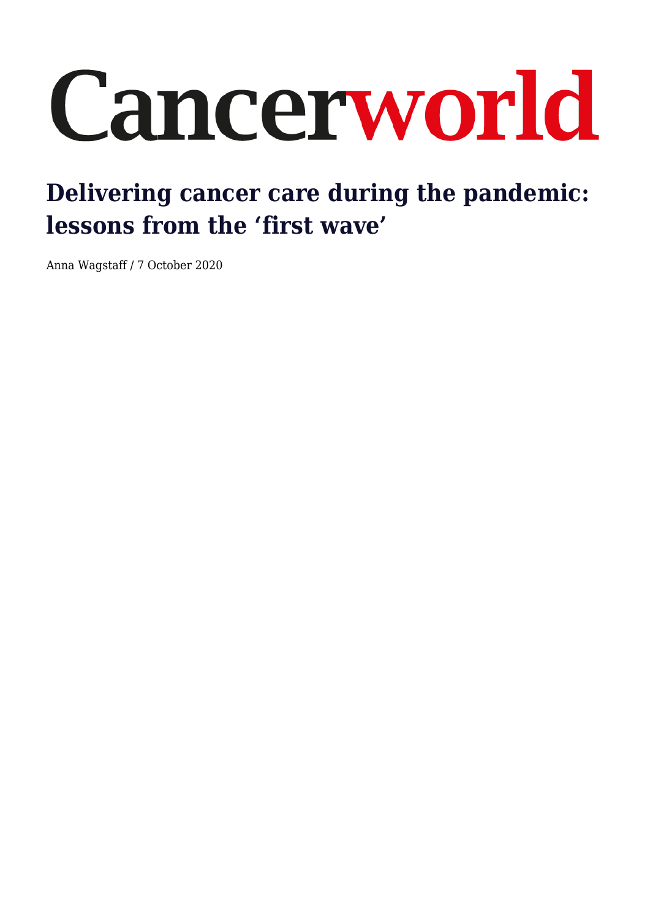# Cancerworld

## Delivering cancer care during the pandemic: lessons from the 'first wave'

Anna Wagstaff / 7 October 2020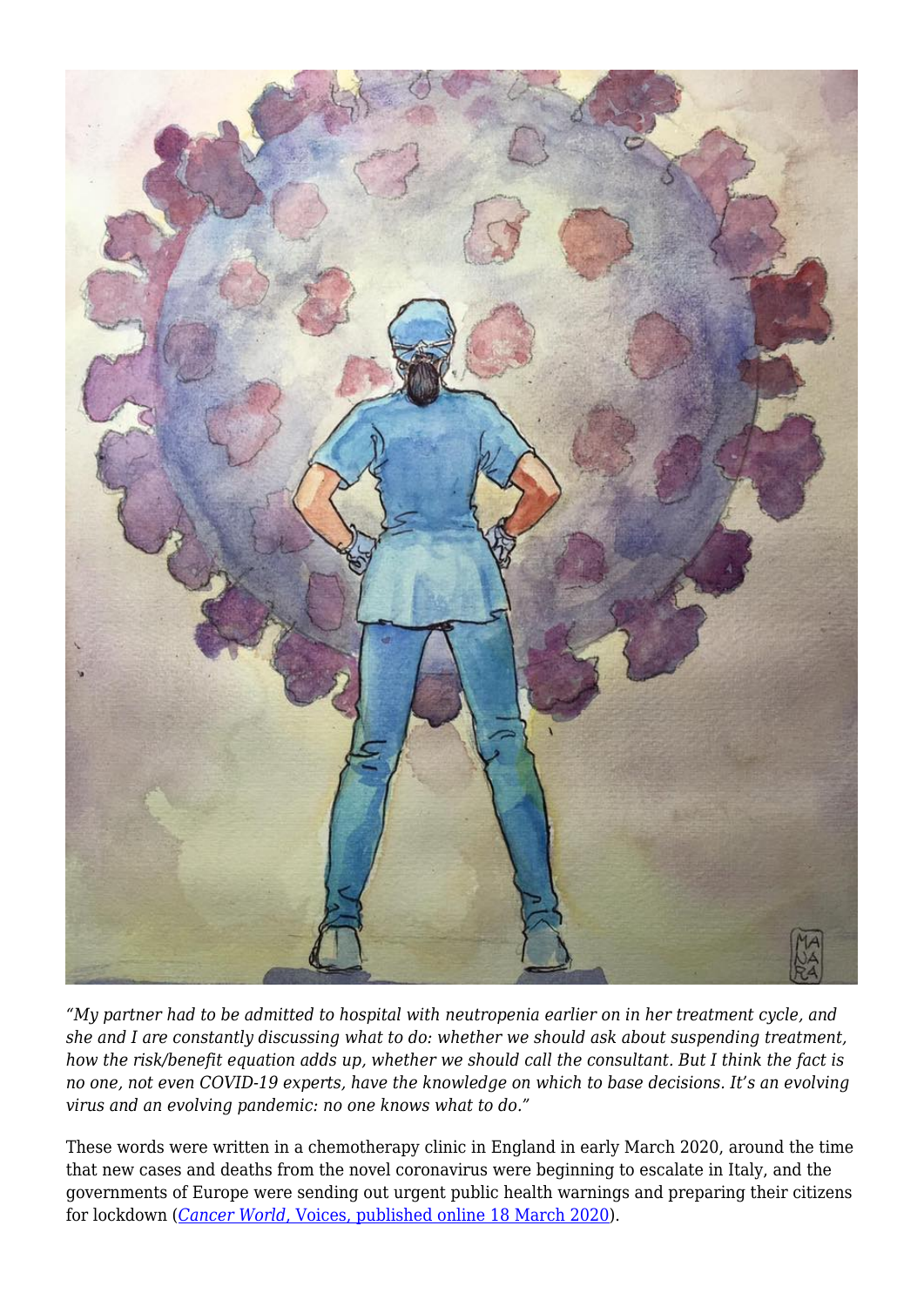*"My partner had to be admitted to hospital with neutropenia earlier on in her treatment cycle, and she and I are constantly discussing what to do: whether we should ask about suspending treatment, how the risk/benefit equation adds up, whether we should call the consultant. But I think the fact is no one, not even COVID-19 experts, have the knowledge on which to base decisions. It's an evolving virus and an evolving pandemic: no one knows what to do."*

These words were written in a chemotherapy clinic in England in early March 2020, around the time that new cases and deaths from the novel coronavirus were beginning to escalate in Italy, and the governments of Europe were sending out urgent public health warnings and preparing their citizens for lockdown (*Cancer World*, Voices, published online 18 March 2020).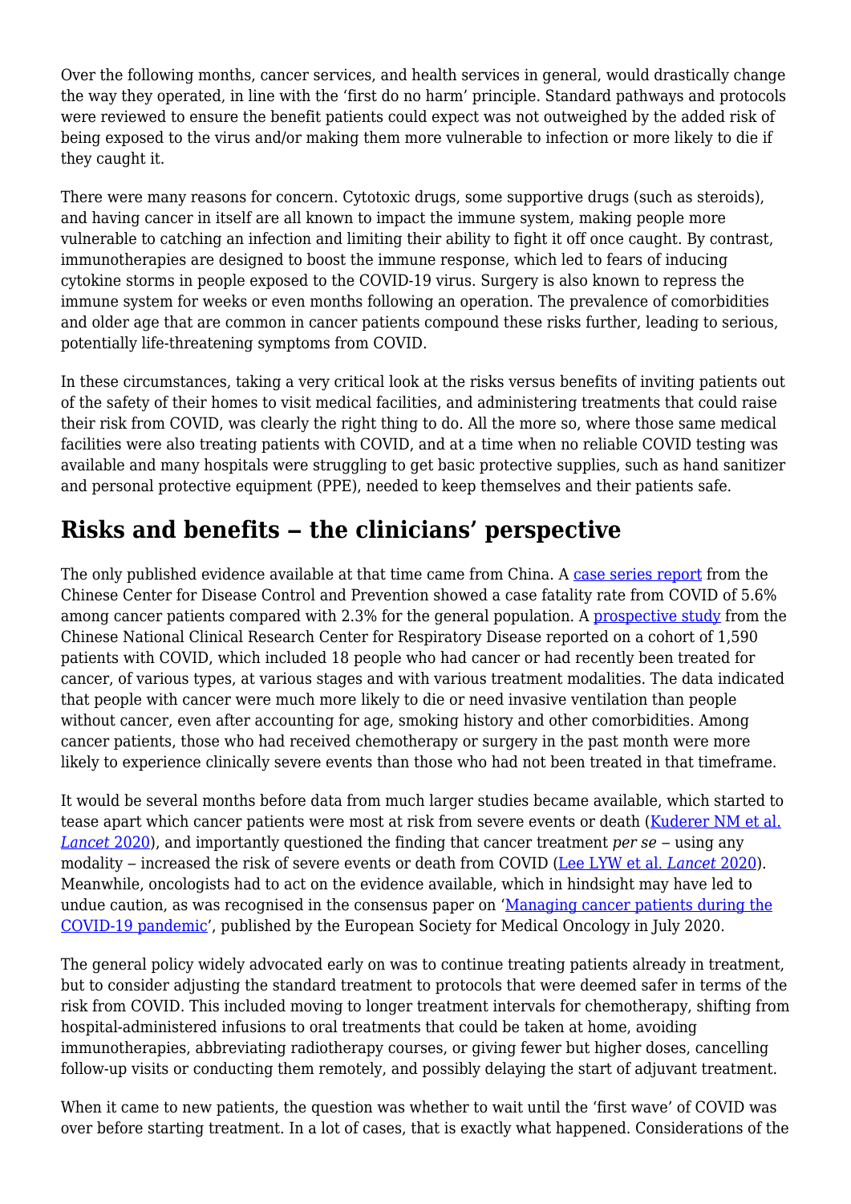Over the following months, cancer services, and health services in general, would drastically change the way they operated, in line with the 'first do no harm' principle. Standard pathways and protocols were reviewed to ensure the benefit patients could expect was not outweighed by the added risk of being exposed to the virus and/or making them more vulnerable to infection or more likely to die if they caught it.

There were many reasons for concern. Cytotoxic drugs, some supportive drugs (such as steroids), and having cancer in itself are all known to impact the immune system, making people more vulnerable to catching an infection and limiting their ability to fight it off once caught. By contrast, immunotherapies are designed to boost the immune response, which led to fears of inducing cytokine storms in people exposed to the COVID-19 virus. Surgery is also known to repress the immune system for weeks or even months following an operation. The prevalence of comorbidities and older age that are common in cancer patients compound these risks further, leading to serious, potentially life-threatening symptoms from COVID.

In these circumstances, taking a very critical look at the risks versus benefits of inviting patients out of the safety of their homes to visit medical facilities, and administering treatments that could raise their risk from COVID, was clearly the right thing to do. All the more so, where those same medical facilities were also treating patients with COVID, and at a time when no reliable COVID testing was available and many hospitals were struggling to get basic protective supplies, such as hand sanitizer and personal protective equipment (PPE), needed to keep themselves and their patients safe.

## Risks and benefits – the clinicians' perspective

The only published evidence available at that time came from China. A case series report from the Chinese Center for Disease Control and Prevention showed a case fatality rate from COVID of 5.6% among cancer patients compared with 2.3% for the general population. A prospective study from the Chinese National Clinical Research Center for Respiratory Disease reported on a cohort of 1,590 patients with COVID, which included 18 people who had cancer or had recently been treated for cancer, of various types, at various stages and with various treatment modalities. The data indicated that people with cancer were much more likely to die or need invasive ventilation than people without cancer, even after accounting for age, smoking history and other comorbidities. Among cancer patients, those who had received chemotherapy or surgery in the past month were more likely to experience clinically severe events than those who had not been treated in that timeframe.

It would be several months before data from much larger studies became available, which started to tease apart which cancer patients were most at risk from severe events or death (Kuderer NM et al. *Lancet* 2020), and importantly questioned the finding that cancer treatment *per se* – using any modality – increased the risk of severe events or death from COVID (Lee LYW et al. *Lancet* 2020). Meanwhile, oncologists had to act on the evidence available, which in hindsight may have led to undue caution, as was recognised in the consensus paper on 'Managing cancer patients during the COVID-19 pandemic', published by the European Society for Medical Oncology in July 2020.

The general policy widely advocated early on was to continue treating patients already in treatment, but to consider adjusting the standard treatment to protocols that were deemed safer in terms of the risk from COVID. This included moving to longer treatment intervals for chemotherapy, shifting from hospital-administered infusions to oral treatments that could be taken at home, avoiding immunotherapies, abbreviating radiotherapy courses, or giving fewer but higher doses, cancelling follow-up visits or conducting them remotely, and possibly delaying the start of adjuvant treatment.

When it came to new patients, the question was whether to wait until the 'first wave' of COVID was over before starting treatment. In a lot of cases, that is exactly what happened. Considerations of the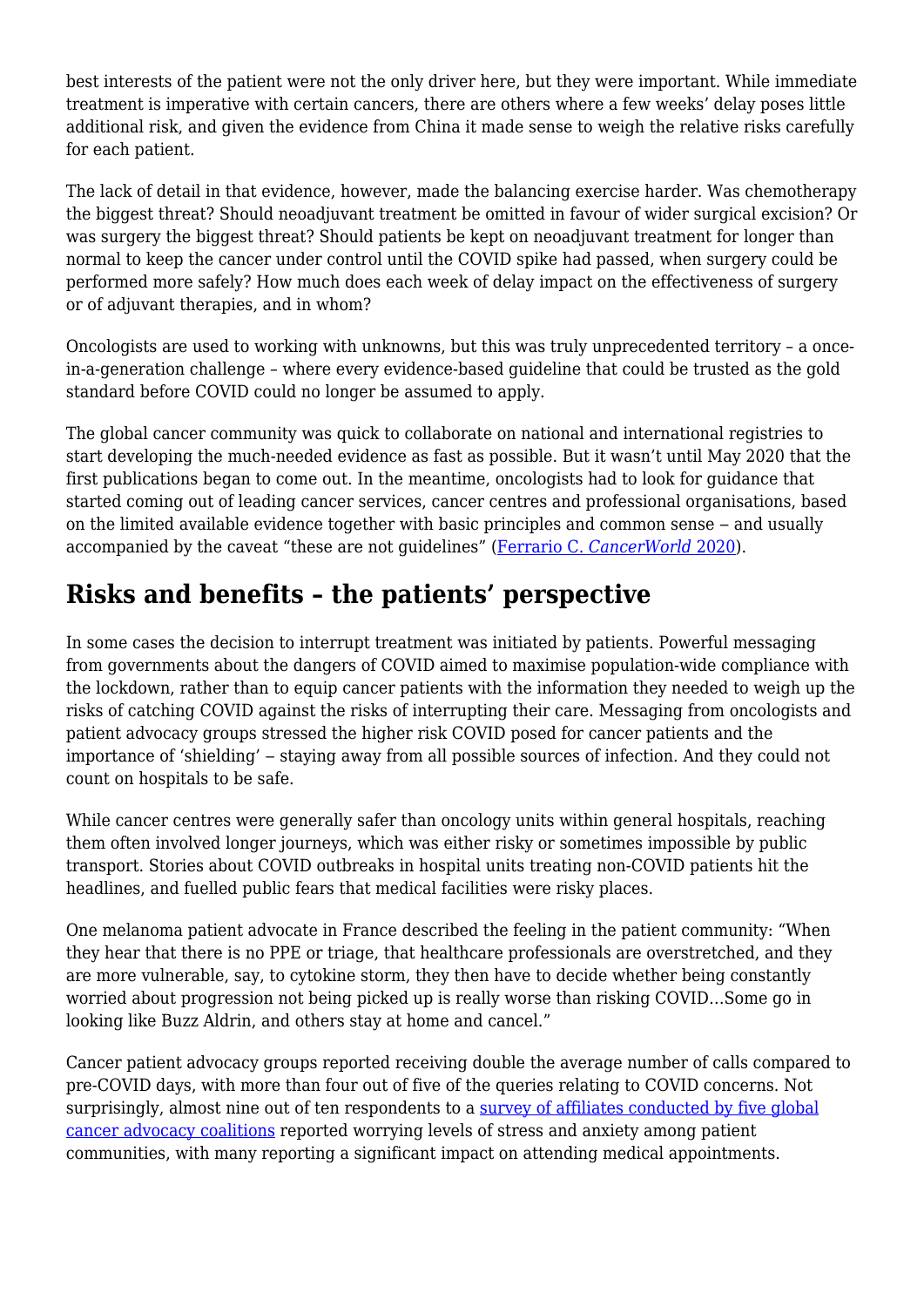best interests of the patient were not the only driver here, but they were important. While immediate treatment is imperative with certain cancers, there are others where a few weeks' delay poses little additional risk, and given the evidence from China it made sense to weigh the relative risks carefully for each patient.

The lack of detail in that evidence, however, made the balancing exercise harder. Was chemotherapy the biggest threat? Should neoadjuvant treatment be omitted in favour of wider surgical excision? Or was surgery the biggest threat? Should patients be kept on neoadjuvant treatment for longer than normal to keep the cancer under control until the COVID spike had passed, when surgery could be performed more safely? How much does each week of delay impact on the effectiveness of surgery or of adjuvant therapies, and in whom?

Oncologists are used to working with unknowns, but this was truly unprecedented territory – a once-in-a-generation challenge – where every evidence-based guideline that could be trusted as the gold standard before COVID could no longer be assumed to apply.

The global cancer community was quick to collaborate on national and international registries to start developing the much-needed evidence as fast as possible. But it wasn't until May 2020 that the first publications began to come out. In the meantime, oncologists had to look for guidance that started coming out of leading cancer services, cancer centres and professional organisations, based on the limited available evidence together with basic principles and common sense – and usually accompanied by the caveat "these are not guidelines" (Ferrario C. *CancerWorld* 2020).

## Risks and benefits – the patients' perspective

In some cases the decision to interrupt treatment was initiated by patients. Powerful messaging from governments about the dangers of COVID aimed to maximise population-wide compliance with the lockdown, rather than to equip cancer patients with the information they needed to weigh up the risks of catching COVID against the risks of interrupting their care. Messaging from oncologists and patient advocacy groups stressed the higher risk COVID posed for cancer patients and the importance of 'shielding' – staying away from all possible sources of infection. And they could not count on hospitals to be safe.

While cancer centres were generally safer than oncology units within general hospitals, reaching them often involved longer journeys, which was either risky or sometimes impossible by public transport. Stories about COVID outbreaks in hospital units treating non-COVID patients hit the headlines, and fuelled public fears that medical facilities were risky places.

One melanoma patient advocate in France described the feeling in the patient community: "When they hear that there is no PPE or triage, that healthcare professionals are overstretched, and they are more vulnerable, say, to cytokine storm, they then have to decide whether being constantly worried about progression not being picked up is really worse than risking COVID…Some go in looking like Buzz Aldrin, and others stay at home and cancel."

Cancer patient advocacy groups reported receiving double the average number of calls compared to pre-COVID days, with more than four out of five of the queries relating to COVID concerns. Not surprisingly, almost nine out of ten respondents to a survey of affiliates conducted by five global cancer advocacy coalitions reported worrying levels of stress and anxiety among patient communities, with many reporting a significant impact on attending medical appointments.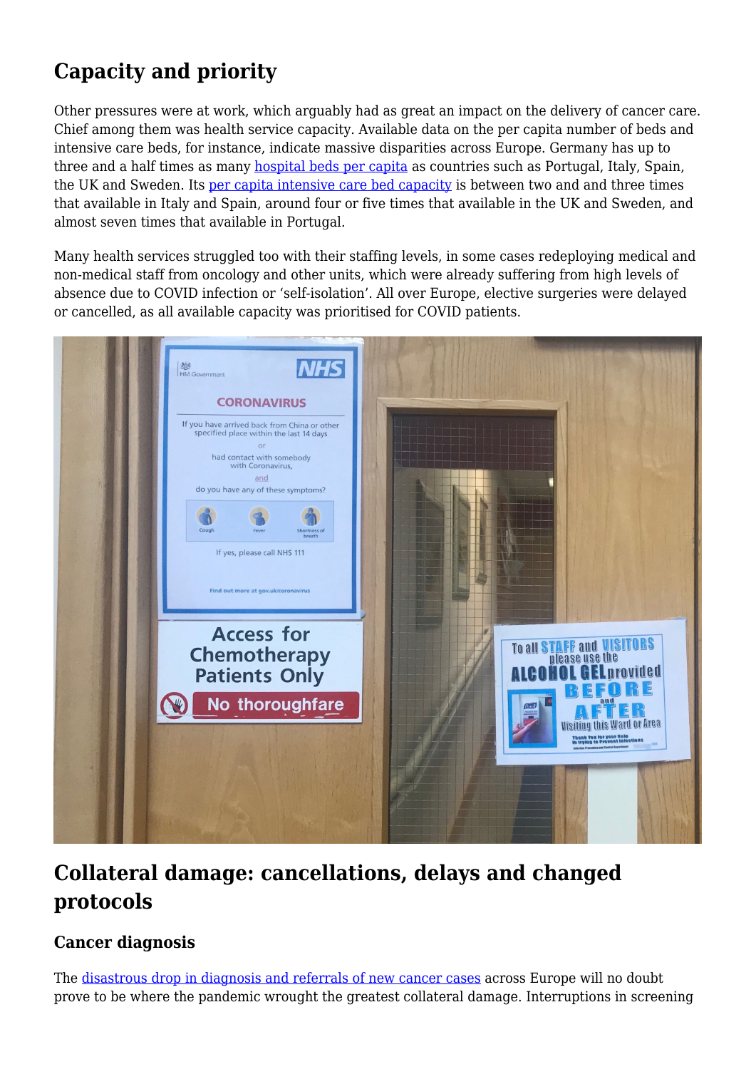## Capacity and priority

Other pressures were at work, which arguably had as great an impact on the delivery of cancer care. Chief among them was health service capacity. Available data on the per capita number of beds and intensive care beds, for instance, indicate massive disparities across Europe. Germany has up to three and a half times as many hospital beds per capita as countries such as Portugal, Italy, Spain, the UK and Sweden. Its per capita intensive care bed capacity is between two and and three times that available in Italy and Spain, around four or five times that available in the UK and Sweden, and almost seven times that available in Portugal.

Many health services struggled too with their staffing levels, in some cases redeploying medical and non-medical staff from oncology and other units, which were already suffering from high levels of absence due to COVID infection or 'self-isolation'. All over Europe, elective surgeries were delayed or cancelled, as all available capacity was prioritised for COVID patients.

## Collateral damage: cancellations, delays and changed protocols

### Cancer diagnosis

The disastrous drop in diagnosis and referrals of new cancer cases across Europe will no doubt prove to be where the pandemic wrought the greatest collateral damage. Interruptions in screening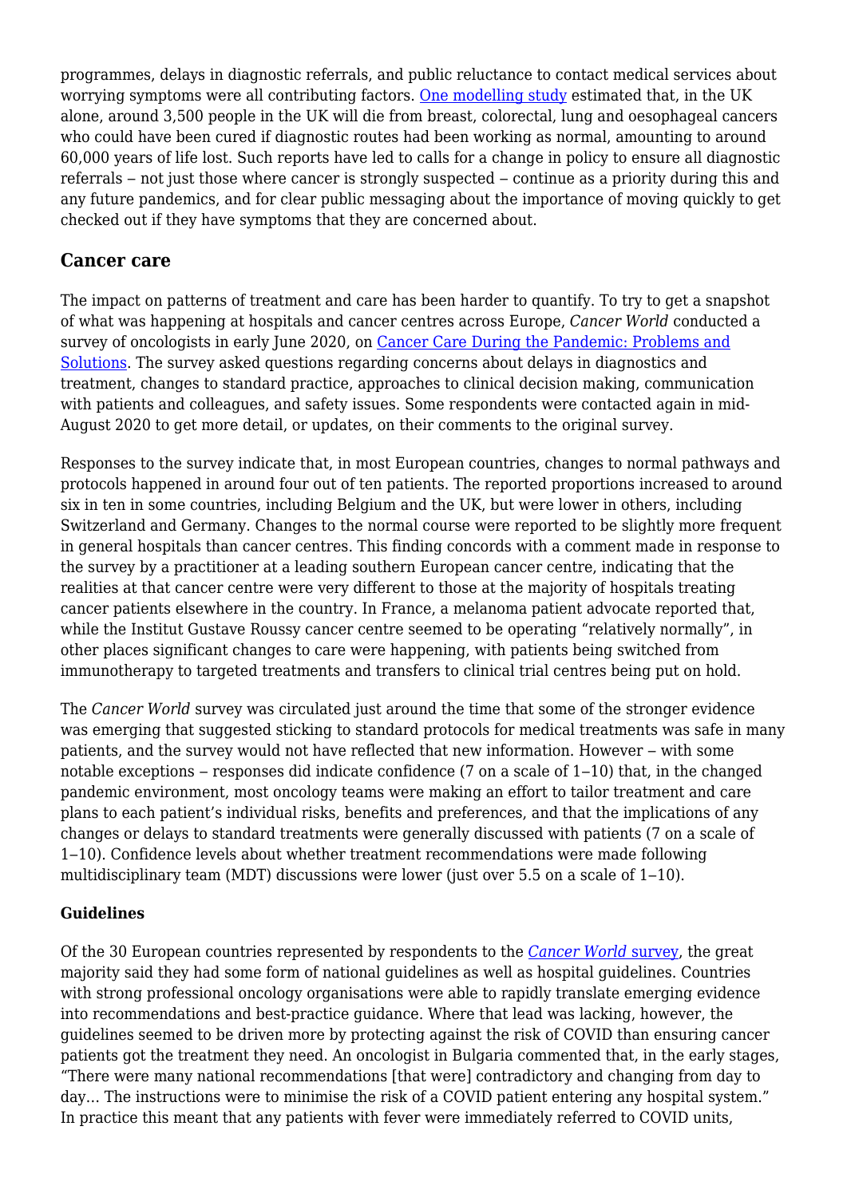programmes, delays in diagnostic referrals, and public reluctance to contact medical services about worrying symptoms were all contributing factors. [One modelling study](#) estimated that, in the UK alone, around 3,500 people in the UK will die from breast, colorectal, lung and oesophageal cancers who could have been cured if diagnostic routes had been working as normal, amounting to around 60,000 years of life lost. Such reports have led to calls for a change in policy to ensure all diagnostic referrals – not just those where cancer is strongly suspected – continue as a priority during this and any future pandemics, and for clear public messaging about the importance of moving quickly to get checked out if they have symptoms that they are concerned about.

## Cancer care

The impact on patterns of treatment and care has been harder to quantify. To try to get a snapshot of what was happening at hospitals and cancer centres across Europe, *Cancer World* conducted a survey of oncologists in early June 2020, on [Cancer Care During the Pandemic: Problems and Solutions](#). The survey asked questions regarding concerns about delays in diagnostics and treatment, changes to standard practice, approaches to clinical decision making, communication with patients and colleagues, and safety issues. Some respondents were contacted again in mid-August 2020 to get more detail, or updates, on their comments to the original survey.

Responses to the survey indicate that, in most European countries, changes to normal pathways and protocols happened in around four out of ten patients. The reported proportions increased to around six in ten in some countries, including Belgium and the UK, but were lower in others, including Switzerland and Germany. Changes to the normal course were reported to be slightly more frequent in general hospitals than cancer centres. This finding concords with a comment made in response to the survey by a practitioner at a leading southern European cancer centre, indicating that the realities at that cancer centre were very different to those at the majority of hospitals treating cancer patients elsewhere in the country. In France, a melanoma patient advocate reported that, while the Institut Gustave Roussy cancer centre seemed to be operating "relatively normally", in other places significant changes to care were happening, with patients being switched from immunotherapy to targeted treatments and transfers to clinical trial centres being put on hold.

The *Cancer World* survey was circulated just around the time that some of the stronger evidence was emerging that suggested sticking to standard protocols for medical treatments was safe in many patients, and the survey would not have reflected that new information. However – with some notable exceptions – responses did indicate confidence (7 on a scale of 1–10) that, in the changed pandemic environment, most oncology teams were making an effort to tailor treatment and care plans to each patient's individual risks, benefits and preferences, and that the implications of any changes or delays to standard treatments were generally discussed with patients (7 on a scale of 1–10). Confidence levels about whether treatment recommendations were made following multidisciplinary team (MDT) discussions were lower (just over 5.5 on a scale of 1–10).

### Guidelines

Of the 30 European countries represented by respondents to the [*Cancer World* survey](#), the great majority said they had some form of national guidelines as well as hospital guidelines. Countries with strong professional oncology organisations were able to rapidly translate emerging evidence into recommendations and best-practice guidance. Where that lead was lacking, however, the guidelines seemed to be driven more by protecting against the risk of COVID than ensuring cancer patients got the treatment they need. An oncologist in Bulgaria commented that, in the early stages, "There were many national recommendations [that were] contradictory and changing from day to day… The instructions were to minimise the risk of a COVID patient entering any hospital system." In practice this meant that any patients with fever were immediately referred to COVID units,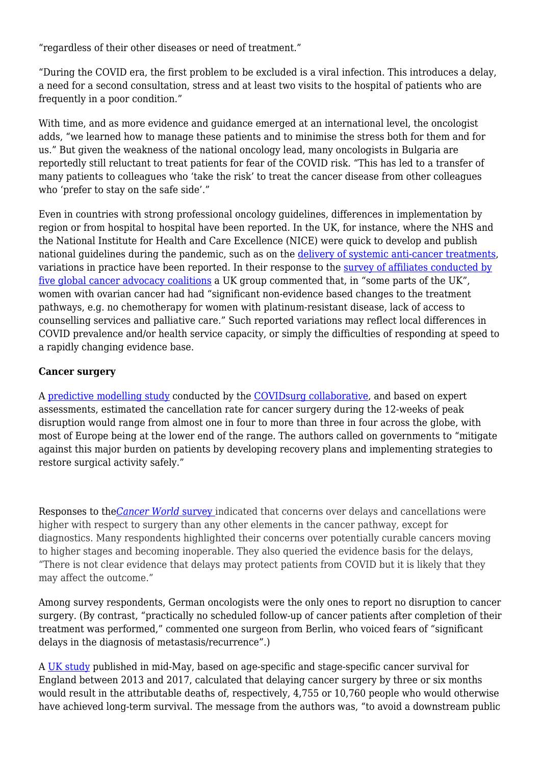“regardless of their other diseases or need of treatment.”

“During the COVID era, the first problem to be excluded is a viral infection. This introduces a delay, a need for a second consultation, stress and at least two visits to the hospital of patients who are frequently in a poor condition.”

With time, and as more evidence and guidance emerged at an international level, the oncologist adds, “we learned how to manage these patients and to minimise the stress both for them and for us.” But given the weakness of the national oncology lead, many oncologists in Bulgaria are reportedly still reluctant to treat patients for fear of the COVID risk. “This has led to a transfer of many patients to colleagues who ‘take the risk’ to treat the cancer disease from other colleagues who ‘prefer to stay on the safe side’.”

Even in countries with strong professional oncology guidelines, differences in implementation by region or from hospital to hospital have been reported. In the UK, for instance, where the NHS and the National Institute for Health and Care Excellence (NICE) were quick to develop and publish national guidelines during the pandemic, such as on the delivery of systemic anti-cancer treatments, variations in practice have been reported. In their response to the survey of affiliates conducted by five global cancer advocacy coalitions a UK group commented that, in “some parts of the UK”, women with ovarian cancer had had “significant non-evidence based changes to the treatment pathways, e.g. no chemotherapy for women with platinum-resistant disease, lack of access to counselling services and palliative care.” Such reported variations may reflect local differences in COVID prevalence and/or health service capacity, or simply the difficulties of responding at speed to a rapidly changing evidence base.

**Cancer surgery**

A predictive modelling study conducted by the COVIDsurg collaborative, and based on expert assessments, estimated the cancellation rate for cancer surgery during the 12-weeks of peak disruption would range from almost one in four to more than three in four across the globe, with most of Europe being at the lower end of the range. The authors called on governments to “mitigate against this major burden on patients by developing recovery plans and implementing strategies to restore surgical activity safely.”

Responses to the *Cancer World* survey indicated that concerns over delays and cancellations were higher with respect to surgery than any other elements in the cancer pathway, except for diagnostics. Many respondents highlighted their concerns over potentially curable cancers moving to higher stages and becoming inoperable. They also queried the evidence basis for the delays, “There is not clear evidence that delays may protect patients from COVID but it is likely that they may affect the outcome.”

Among survey respondents, German oncologists were the only ones to report no disruption to cancer surgery. (By contrast, “practically no scheduled follow-up of cancer patients after completion of their treatment was performed,” commented one surgeon from Berlin, who voiced fears of “significant delays in the diagnosis of metastasis/recurrence”.)

A UK study published in mid-May, based on age-specific and stage-specific cancer survival for England between 2013 and 2017, calculated that delaying cancer surgery by three or six months would result in the attributable deaths of, respectively, 4,755 or 10,760 people who would otherwise have achieved long-term survival. The message from the authors was, “to avoid a downstream public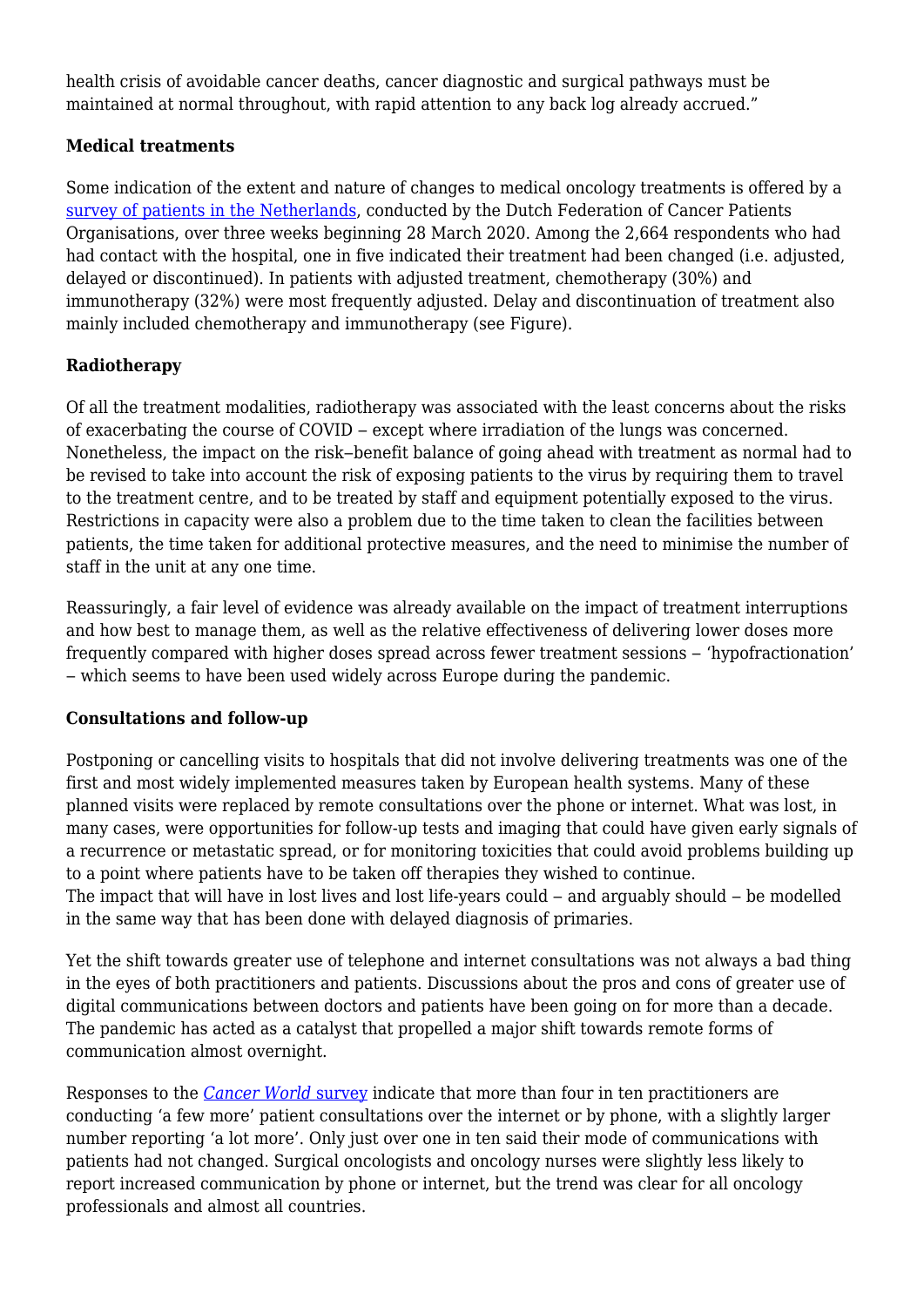health crisis of avoidable cancer deaths, cancer diagnostic and surgical pathways must be maintained at normal throughout, with rapid attention to any back log already accrued."

**Medical treatments**

Some indication of the extent and nature of changes to medical oncology treatments is offered by a [survey of patients in the Netherlands](), conducted by the Dutch Federation of Cancer Patients Organisations, over three weeks beginning 28 March 2020. Among the 2,664 respondents who had had contact with the hospital, one in five indicated their treatment had been changed (i.e. adjusted, delayed or discontinued). In patients with adjusted treatment, chemotherapy (30%) and immunotherapy (32%) were most frequently adjusted. Delay and discontinuation of treatment also mainly included chemotherapy and immunotherapy (see Figure).

**Radiotherapy**

Of all the treatment modalities, radiotherapy was associated with the least concerns about the risks of exacerbating the course of COVID – except where irradiation of the lungs was concerned. Nonetheless, the impact on the risk–benefit balance of going ahead with treatment as normal had to be revised to take into account the risk of exposing patients to the virus by requiring them to travel to the treatment centre, and to be treated by staff and equipment potentially exposed to the virus. Restrictions in capacity were also a problem due to the time taken to clean the facilities between patients, the time taken for additional protective measures, and the need to minimise the number of staff in the unit at any one time.

Reassuringly, a fair level of evidence was already available on the impact of treatment interruptions and how best to manage them, as well as the relative effectiveness of delivering lower doses more frequently compared with higher doses spread across fewer treatment sessions – 'hypofractionation' – which seems to have been used widely across Europe during the pandemic.

**Consultations and follow-up**

Postponing or cancelling visits to hospitals that did not involve delivering treatments was one of the first and most widely implemented measures taken by European health systems. Many of these planned visits were replaced by remote consultations over the phone or internet. What was lost, in many cases, were opportunities for follow-up tests and imaging that could have given early signals of a recurrence or metastatic spread, or for monitoring toxicities that could avoid problems building up to a point where patients have to be taken off therapies they wished to continue.
The impact that will have in lost lives and lost life-years could – and arguably should – be modelled in the same way that has been done with delayed diagnosis of primaries.

Yet the shift towards greater use of telephone and internet consultations was not always a bad thing in the eyes of both practitioners and patients. Discussions about the pros and cons of greater use of digital communications between doctors and patients have been going on for more than a decade. The pandemic has acted as a catalyst that propelled a major shift towards remote forms of communication almost overnight.

Responses to the [*Cancer World* survey]() indicate that more than four in ten practitioners are conducting 'a few more' patient consultations over the internet or by phone, with a slightly larger number reporting 'a lot more'. Only just over one in ten said their mode of communications with patients had not changed. Surgical oncologists and oncology nurses were slightly less likely to report increased communication by phone or internet, but the trend was clear for all oncology professionals and almost all countries.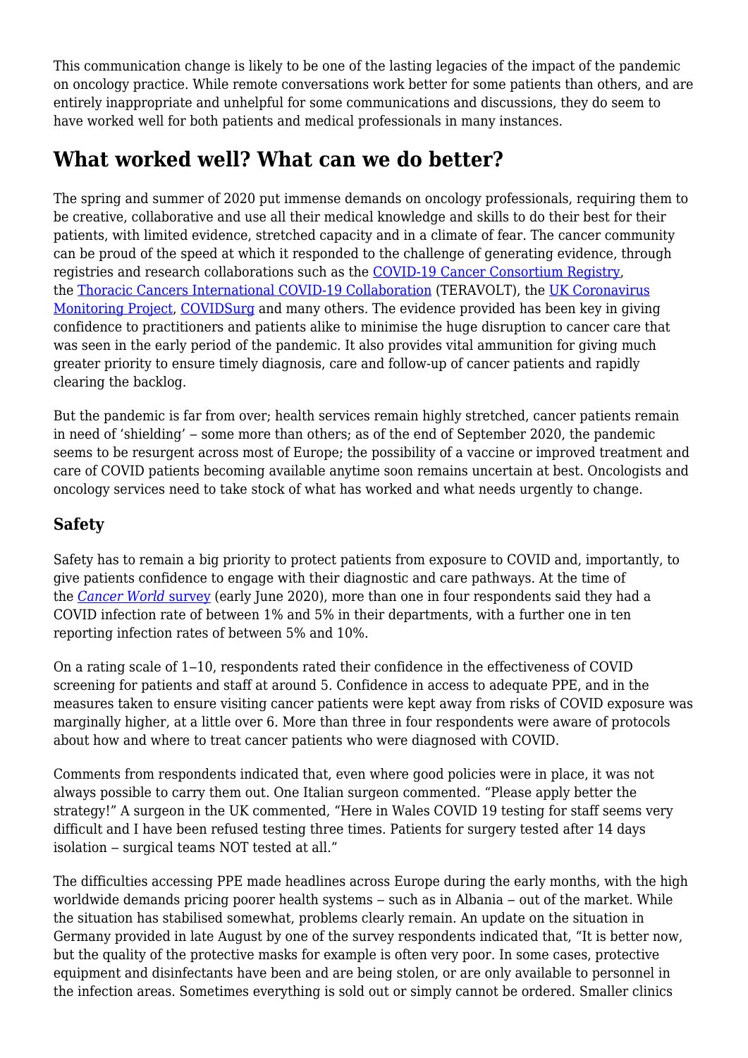This communication change is likely to be one of the lasting legacies of the impact of the pandemic on oncology practice. While remote conversations work better for some patients than others, and are entirely inappropriate and unhelpful for some communications and discussions, they do seem to have worked well for both patients and medical professionals in many instances.

## What worked well? What can we do better?

The spring and summer of 2020 put immense demands on oncology professionals, requiring them to be creative, collaborative and use all their medical knowledge and skills to do their best for their patients, with limited evidence, stretched capacity and in a climate of fear. The cancer community can be proud of the speed at which it responded to the challenge of generating evidence, through registries and research collaborations such as the COVID-19 Cancer Consortium Registry, the Thoracic Cancers International COVID-19 Collaboration (TERAVOLT), the UK Coronavirus Monitoring Project, COVIDSurg and many others. The evidence provided has been key in giving confidence to practitioners and patients alike to minimise the huge disruption to cancer care that was seen in the early period of the pandemic. It also provides vital ammunition for giving much greater priority to ensure timely diagnosis, care and follow-up of cancer patients and rapidly clearing the backlog.

But the pandemic is far from over; health services remain highly stretched, cancer patients remain in need of 'shielding' – some more than others; as of the end of September 2020, the pandemic seems to be resurgent across most of Europe; the possibility of a vaccine or improved treatment and care of COVID patients becoming available anytime soon remains uncertain at best. Oncologists and oncology services need to take stock of what has worked and what needs urgently to change.

### Safety

Safety has to remain a big priority to protect patients from exposure to COVID and, importantly, to give patients confidence to engage with their diagnostic and care pathways. At the time of the *Cancer World* survey (early June 2020), more than one in four respondents said they had a COVID infection rate of between 1% and 5% in their departments, with a further one in ten reporting infection rates of between 5% and 10%.

On a rating scale of 1–10, respondents rated their confidence in the effectiveness of COVID screening for patients and staff at around 5. Confidence in access to adequate PPE, and in the measures taken to ensure visiting cancer patients were kept away from risks of COVID exposure was marginally higher, at a little over 6. More than three in four respondents were aware of protocols about how and where to treat cancer patients who were diagnosed with COVID.

Comments from respondents indicated that, even where good policies were in place, it was not always possible to carry them out. One Italian surgeon commented. "Please apply better the strategy!" A surgeon in the UK commented, "Here in Wales COVID 19 testing for staff seems very difficult and I have been refused testing three times. Patients for surgery tested after 14 days isolation – surgical teams NOT tested at all."

The difficulties accessing PPE made headlines across Europe during the early months, with the high worldwide demands pricing poorer health systems – such as in Albania – out of the market. While the situation has stabilised somewhat, problems clearly remain. An update on the situation in Germany provided in late August by one of the survey respondents indicated that, "It is better now, but the quality of the protective masks for example is often very poor. In some cases, protective equipment and disinfectants have been and are being stolen, or are only available to personnel in the infection areas. Sometimes everything is sold out or simply cannot be ordered. Smaller clinics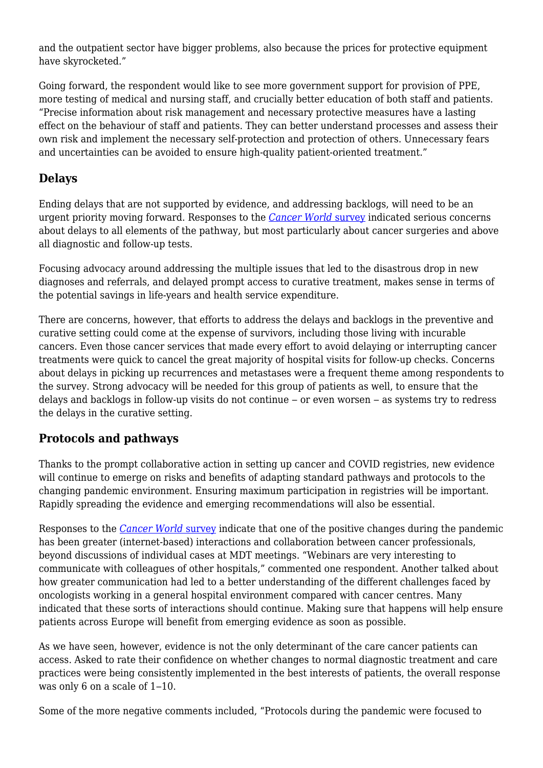and the outpatient sector have bigger problems, also because the prices for protective equipment have skyrocketed."

Going forward, the respondent would like to see more government support for provision of PPE, more testing of medical and nursing staff, and crucially better education of both staff and patients. "Precise information about risk management and necessary protective measures have a lasting effect on the behaviour of staff and patients. They can better understand processes and assess their own risk and implement the necessary self-protection and protection of others. Unnecessary fears and uncertainties can be avoided to ensure high-quality patient-oriented treatment."

## Delays

Ending delays that are not supported by evidence, and addressing backlogs, will need to be an urgent priority moving forward. Responses to the *Cancer World* survey indicated serious concerns about delays to all elements of the pathway, but most particularly about cancer surgeries and above all diagnostic and follow-up tests.

Focusing advocacy around addressing the multiple issues that led to the disastrous drop in new diagnoses and referrals, and delayed prompt access to curative treatment, makes sense in terms of the potential savings in life-years and health service expenditure.

There are concerns, however, that efforts to address the delays and backlogs in the preventive and curative setting could come at the expense of survivors, including those living with incurable cancers. Even those cancer services that made every effort to avoid delaying or interrupting cancer treatments were quick to cancel the great majority of hospital visits for follow-up checks. Concerns about delays in picking up recurrences and metastases were a frequent theme among respondents to the survey. Strong advocacy will be needed for this group of patients as well, to ensure that the delays and backlogs in follow-up visits do not continue – or even worsen – as systems try to redress the delays in the curative setting.

## Protocols and pathways

Thanks to the prompt collaborative action in setting up cancer and COVID registries, new evidence will continue to emerge on risks and benefits of adapting standard pathways and protocols to the changing pandemic environment. Ensuring maximum participation in registries will be important. Rapidly spreading the evidence and emerging recommendations will also be essential.

Responses to the *Cancer World* survey indicate that one of the positive changes during the pandemic has been greater (internet-based) interactions and collaboration between cancer professionals, beyond discussions of individual cases at MDT meetings. "Webinars are very interesting to communicate with colleagues of other hospitals," commented one respondent. Another talked about how greater communication had led to a better understanding of the different challenges faced by oncologists working in a general hospital environment compared with cancer centres. Many indicated that these sorts of interactions should continue. Making sure that happens will help ensure patients across Europe will benefit from emerging evidence as soon as possible.

As we have seen, however, evidence is not the only determinant of the care cancer patients can access. Asked to rate their confidence on whether changes to normal diagnostic treatment and care practices were being consistently implemented in the best interests of patients, the overall response was only 6 on a scale of 1–10.

Some of the more negative comments included, "Protocols during the pandemic were focused to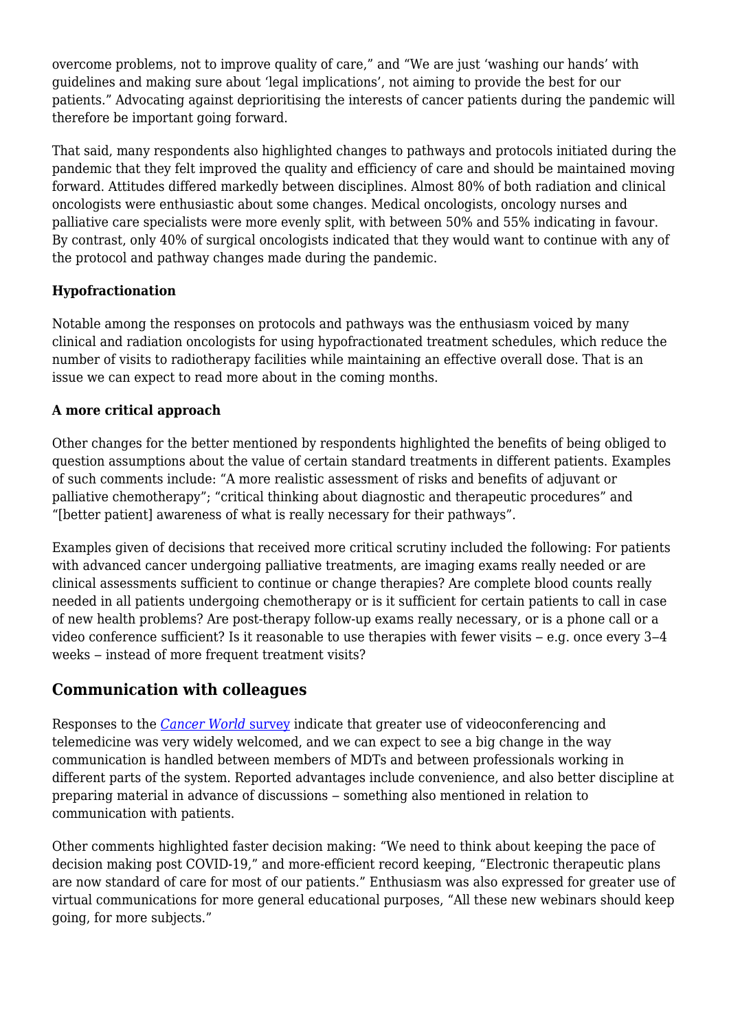overcome problems, not to improve quality of care," and "We are just 'washing our hands' with guidelines and making sure about 'legal implications', not aiming to provide the best for our patients." Advocating against deprioritising the interests of cancer patients during the pandemic will therefore be important going forward.

That said, many respondents also highlighted changes to pathways and protocols initiated during the pandemic that they felt improved the quality and efficiency of care and should be maintained moving forward. Attitudes differed markedly between disciplines. Almost 80% of both radiation and clinical oncologists were enthusiastic about some changes. Medical oncologists, oncology nurses and palliative care specialists were more evenly split, with between 50% and 55% indicating in favour. By contrast, only 40% of surgical oncologists indicated that they would want to continue with any of the protocol and pathway changes made during the pandemic.

**Hypofractionation**

Notable among the responses on protocols and pathways was the enthusiasm voiced by many clinical and radiation oncologists for using hypofractionated treatment schedules, which reduce the number of visits to radiotherapy facilities while maintaining an effective overall dose. That is an issue we can expect to read more about in the coming months.

**A more critical approach**

Other changes for the better mentioned by respondents highlighted the benefits of being obliged to question assumptions about the value of certain standard treatments in different patients. Examples of such comments include: "A more realistic assessment of risks and benefits of adjuvant or palliative chemotherapy"; "critical thinking about diagnostic and therapeutic procedures" and "[better patient] awareness of what is really necessary for their pathways".

Examples given of decisions that received more critical scrutiny included the following: For patients with advanced cancer undergoing palliative treatments, are imaging exams really needed or are clinical assessments sufficient to continue or change therapies? Are complete blood counts really needed in all patients undergoing chemotherapy or is it sufficient for certain patients to call in case of new health problems? Are post-therapy follow-up exams really necessary, or is a phone call or a video conference sufficient? Is it reasonable to use therapies with fewer visits – e.g. once every 3–4 weeks – instead of more frequent treatment visits?

## Communication with colleagues

Responses to the [*Cancer World* survey] indicate that greater use of videoconferencing and telemedicine was very widely welcomed, and we can expect to see a big change in the way communication is handled between members of MDTs and between professionals working in different parts of the system. Reported advantages include convenience, and also better discipline at preparing material in advance of discussions – something also mentioned in relation to communication with patients.

Other comments highlighted faster decision making: "We need to think about keeping the pace of decision making post COVID-19," and more-efficient record keeping, "Electronic therapeutic plans are now standard of care for most of our patients." Enthusiasm was also expressed for greater use of virtual communications for more general educational purposes, "All these new webinars should keep going, for more subjects."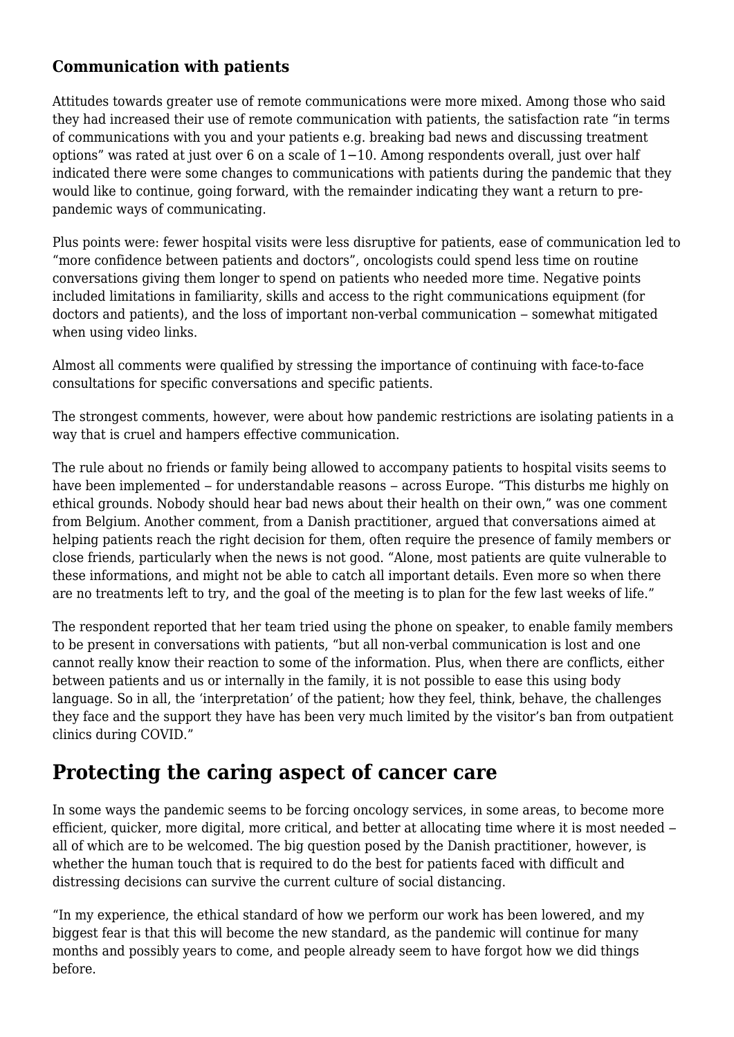### Communication with patients

Attitudes towards greater use of remote communications were more mixed. Among those who said they had increased their use of remote communication with patients, the satisfaction rate "in terms of communications with you and your patients e.g. breaking bad news and discussing treatment options" was rated at just over 6 on a scale of 1−10. Among respondents overall, just over half indicated there were some changes to communications with patients during the pandemic that they would like to continue, going forward, with the remainder indicating they want a return to pre-pandemic ways of communicating.

Plus points were: fewer hospital visits were less disruptive for patients, ease of communication led to "more confidence between patients and doctors", oncologists could spend less time on routine conversations giving them longer to spend on patients who needed more time. Negative points included limitations in familiarity, skills and access to the right communications equipment (for doctors and patients), and the loss of important non-verbal communication – somewhat mitigated when using video links.

Almost all comments were qualified by stressing the importance of continuing with face-to-face consultations for specific conversations and specific patients.

The strongest comments, however, were about how pandemic restrictions are isolating patients in a way that is cruel and hampers effective communication.

The rule about no friends or family being allowed to accompany patients to hospital visits seems to have been implemented – for understandable reasons – across Europe. "This disturbs me highly on ethical grounds. Nobody should hear bad news about their health on their own," was one comment from Belgium. Another comment, from a Danish practitioner, argued that conversations aimed at helping patients reach the right decision for them, often require the presence of family members or close friends, particularly when the news is not good. "Alone, most patients are quite vulnerable to these informations, and might not be able to catch all important details. Even more so when there are no treatments left to try, and the goal of the meeting is to plan for the few last weeks of life."

The respondent reported that her team tried using the phone on speaker, to enable family members to be present in conversations with patients, "but all non-verbal communication is lost and one cannot really know their reaction to some of the information. Plus, when there are conflicts, either between patients and us or internally in the family, it is not possible to ease this using body language. So in all, the 'interpretation' of the patient; how they feel, think, behave, the challenges they face and the support they have has been very much limited by the visitor's ban from outpatient clinics during COVID."

## Protecting the caring aspect of cancer care

In some ways the pandemic seems to be forcing oncology services, in some areas, to become more efficient, quicker, more digital, more critical, and better at allocating time where it is most needed – all of which are to be welcomed. The big question posed by the Danish practitioner, however, is whether the human touch that is required to do the best for patients faced with difficult and distressing decisions can survive the current culture of social distancing.

"In my experience, the ethical standard of how we perform our work has been lowered, and my biggest fear is that this will become the new standard, as the pandemic will continue for many months and possibly years to come, and people already seem to have forgot how we did things before.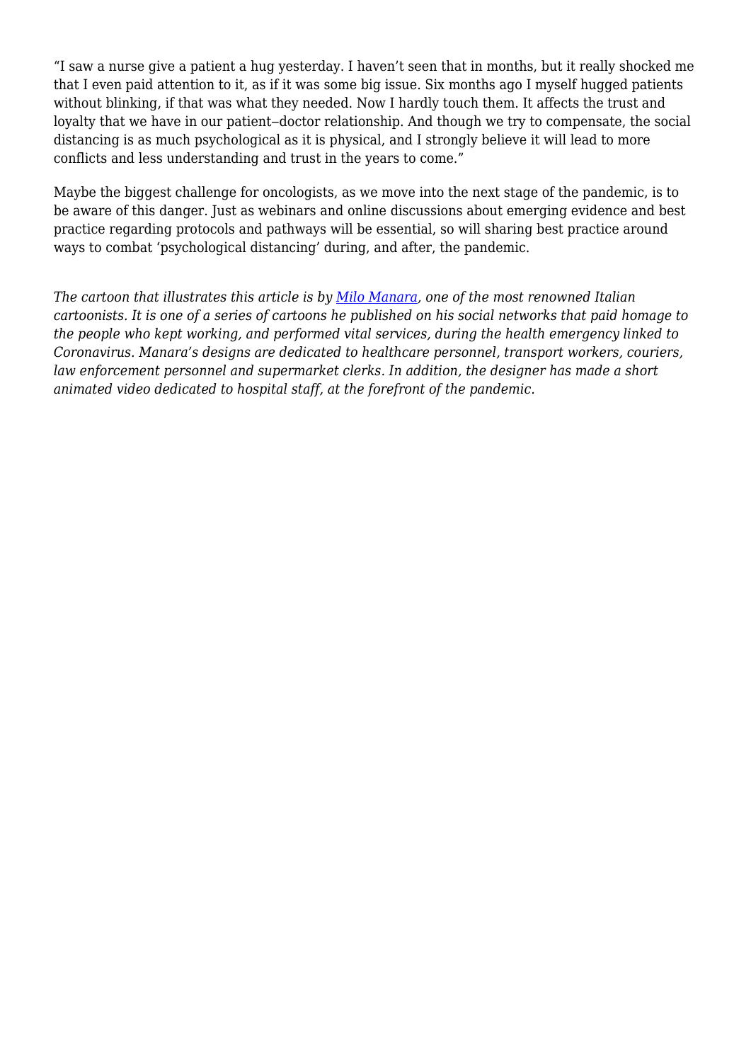"I saw a nurse give a patient a hug yesterday. I haven't seen that in months, but it really shocked me that I even paid attention to it, as if it was some big issue. Six months ago I myself hugged patients without blinking, if that was what they needed. Now I hardly touch them. It affects the trust and loyalty that we have in our patient–doctor relationship. And though we try to compensate, the social distancing is as much psychological as it is physical, and I strongly believe it will lead to more conflicts and less understanding and trust in the years to come."

Maybe the biggest challenge for oncologists, as we move into the next stage of the pandemic, is to be aware of this danger. Just as webinars and online discussions about emerging evidence and best practice regarding protocols and pathways will be essential, so will sharing best practice around ways to combat 'psychological distancing' during, and after, the pandemic.

*The cartoon that illustrates this article is by Milo Manara, one of the most renowned Italian cartoonists. It is one of a series of cartoons he published on his social networks that paid homage to the people who kept working, and performed vital services, during the health emergency linked to Coronavirus. Manara's designs are dedicated to healthcare personnel, transport workers, couriers, law enforcement personnel and supermarket clerks. In addition, the designer has made a short animated video dedicated to hospital staff, at the forefront of the pandemic.*